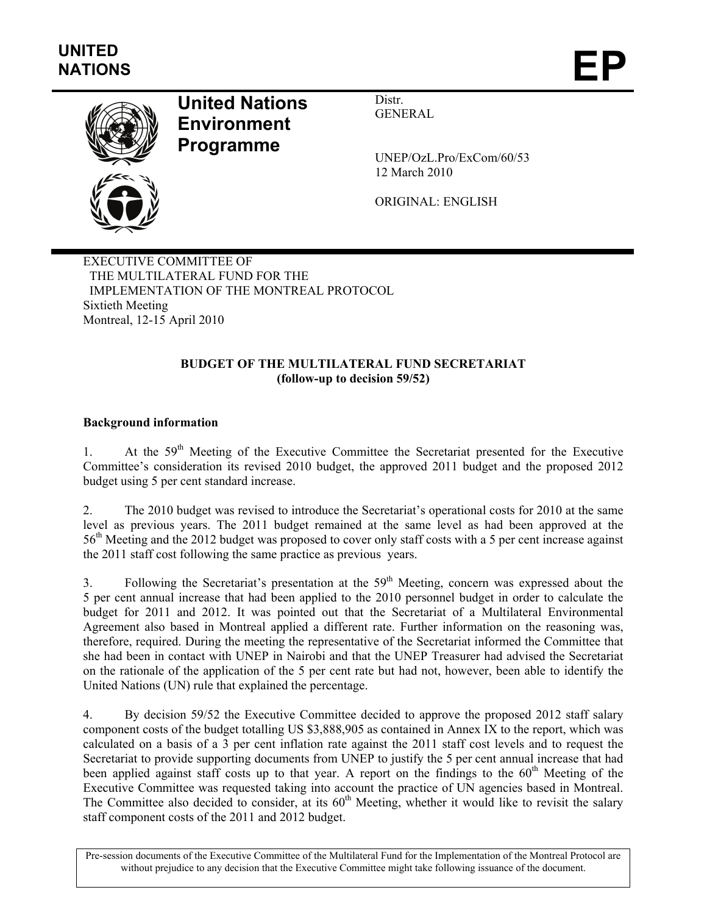UNITED NATIONS

EP

# United Nations Environment Programme

Distr.
GENERAL

UNEP/OzL.Pro/ExCom/60/53
12 March 2010

ORIGINAL: ENGLISH

EXECUTIVE COMMITTEE OF
THE MULTILATERAL FUND FOR THE
IMPLEMENTATION OF THE MONTREAL PROTOCOL
Sixtieth Meeting
Montreal, 12-15 April 2010

## BUDGET OF THE MULTILATERAL FUND SECRETARIAT (follow-up to decision 59/52)

**Background information**

1. At the 59th Meeting of the Executive Committee the Secretariat presented for the Executive Committee's consideration its revised 2010 budget, the approved 2011 budget and the proposed 2012 budget using 5 per cent standard increase.

2. The 2010 budget was revised to introduce the Secretariat's operational costs for 2010 at the same level as previous years. The 2011 budget remained at the same level as had been approved at the 56th Meeting and the 2012 budget was proposed to cover only staff costs with a 5 per cent increase against the 2011 staff cost following the same practice as previous years.

3. Following the Secretariat's presentation at the 59th Meeting, concern was expressed about the 5 per cent annual increase that had been applied to the 2010 personnel budget in order to calculate the budget for 2011 and 2012. It was pointed out that the Secretariat of a Multilateral Environmental Agreement also based in Montreal applied a different rate. Further information on the reasoning was, therefore, required. During the meeting the representative of the Secretariat informed the Committee that she had been in contact with UNEP in Nairobi and that the UNEP Treasurer had advised the Secretariat on the rationale of the application of the 5 per cent rate but had not, however, been able to identify the United Nations (UN) rule that explained the percentage.

4. By decision 59/52 the Executive Committee decided to approve the proposed 2012 staff salary component costs of the budget totalling US $3,888,905 as contained in Annex IX to the report, which was calculated on a basis of a 3 per cent inflation rate against the 2011 staff cost levels and to request the Secretariat to provide supporting documents from UNEP to justify the 5 per cent annual increase that had been applied against staff costs up to that year. A report on the findings to the 60th Meeting of the Executive Committee was requested taking into account the practice of UN agencies based in Montreal. The Committee also decided to consider, at its 60th Meeting, whether it would like to revisit the salary staff component costs of the 2011 and 2012 budget.

Pre-session documents of the Executive Committee of the Multilateral Fund for the Implementation of the Montreal Protocol are without prejudice to any decision that the Executive Committee might take following issuance of the document.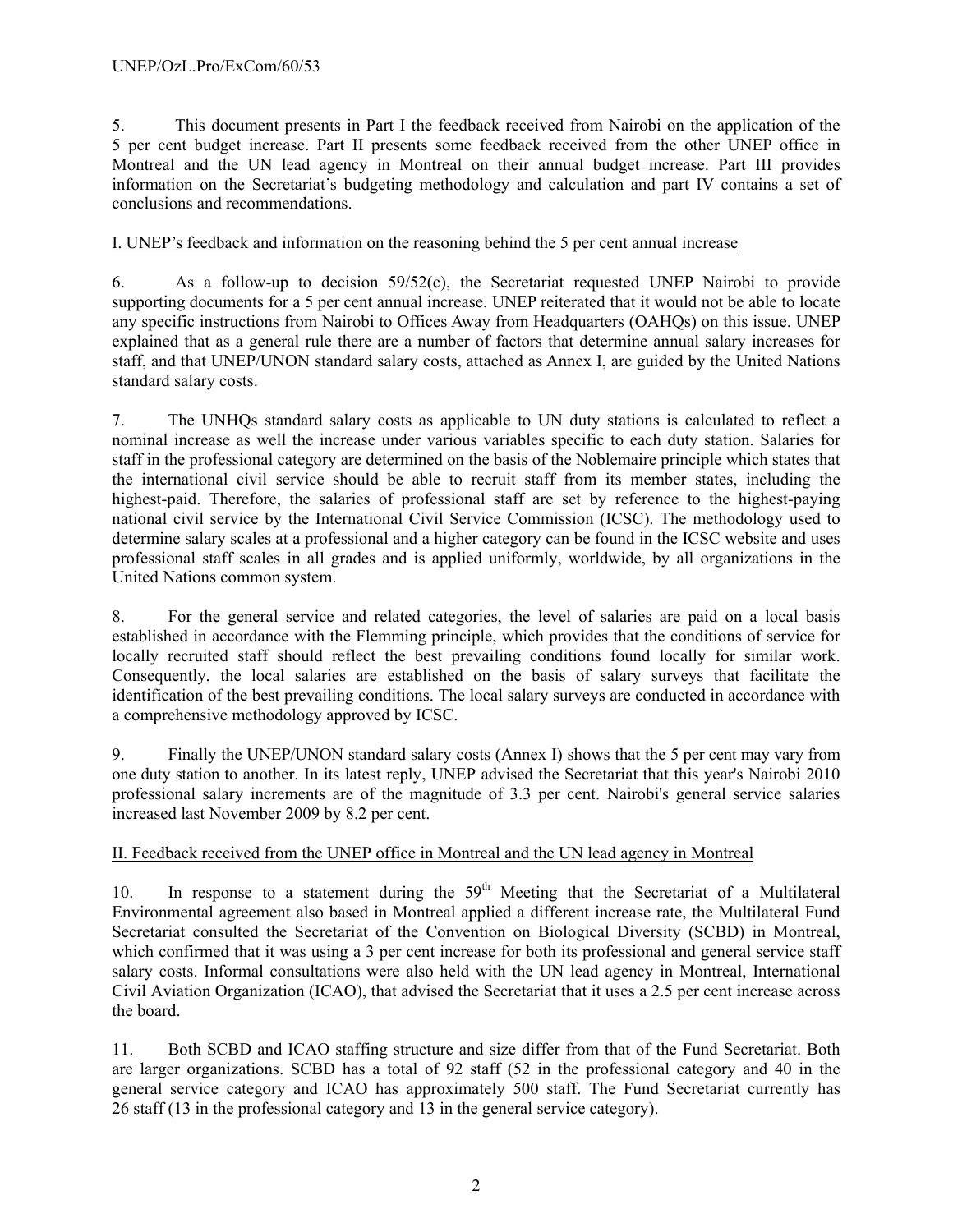5. This document presents in Part I the feedback received from Nairobi on the application of the 5 per cent budget increase. Part II presents some feedback received from the other UNEP office in Montreal and the UN lead agency in Montreal on their annual budget increase. Part III provides information on the Secretariat's budgeting methodology and calculation and part IV contains a set of conclusions and recommendations.

## I. UNEP's feedback and information on the reasoning behind the 5 per cent annual increase

6. As a follow-up to decision 59/52(c), the Secretariat requested UNEP Nairobi to provide supporting documents for a 5 per cent annual increase. UNEP reiterated that it would not be able to locate any specific instructions from Nairobi to Offices Away from Headquarters (OAHQs) on this issue. UNEP explained that as a general rule there are a number of factors that determine annual salary increases for staff, and that UNEP/UNON standard salary costs, attached as Annex I, are guided by the United Nations standard salary costs.

7. The UNHQs standard salary costs as applicable to UN duty stations is calculated to reflect a nominal increase as well the increase under various variables specific to each duty station. Salaries for staff in the professional category are determined on the basis of the Noblemaire principle which states that the international civil service should be able to recruit staff from its member states, including the highest-paid. Therefore, the salaries of professional staff are set by reference to the highest-paying national civil service by the International Civil Service Commission (ICSC). The methodology used to determine salary scales at a professional and a higher category can be found in the ICSC website and uses professional staff scales in all grades and is applied uniformly, worldwide, by all organizations in the United Nations common system.

8. For the general service and related categories, the level of salaries are paid on a local basis established in accordance with the Flemming principle, which provides that the conditions of service for locally recruited staff should reflect the best prevailing conditions found locally for similar work. Consequently, the local salaries are established on the basis of salary surveys that facilitate the identification of the best prevailing conditions. The local salary surveys are conducted in accordance with a comprehensive methodology approved by ICSC.

9. Finally the UNEP/UNON standard salary costs (Annex I) shows that the 5 per cent may vary from one duty station to another. In its latest reply, UNEP advised the Secretariat that this year's Nairobi 2010 professional salary increments are of the magnitude of 3.3 per cent. Nairobi's general service salaries increased last November 2009 by 8.2 per cent.

## II. Feedback received from the UNEP office in Montreal and the UN lead agency in Montreal

10. In response to a statement during the 59th Meeting that the Secretariat of a Multilateral Environmental agreement also based in Montreal applied a different increase rate, the Multilateral Fund Secretariat consulted the Secretariat of the Convention on Biological Diversity (SCBD) in Montreal, which confirmed that it was using a 3 per cent increase for both its professional and general service staff salary costs. Informal consultations were also held with the UN lead agency in Montreal, International Civil Aviation Organization (ICAO), that advised the Secretariat that it uses a 2.5 per cent increase across the board.

11. Both SCBD and ICAO staffing structure and size differ from that of the Fund Secretariat. Both are larger organizations. SCBD has a total of 92 staff (52 in the professional category and 40 in the general service category and ICAO has approximately 500 staff. The Fund Secretariat currently has 26 staff (13 in the professional category and 13 in the general service category).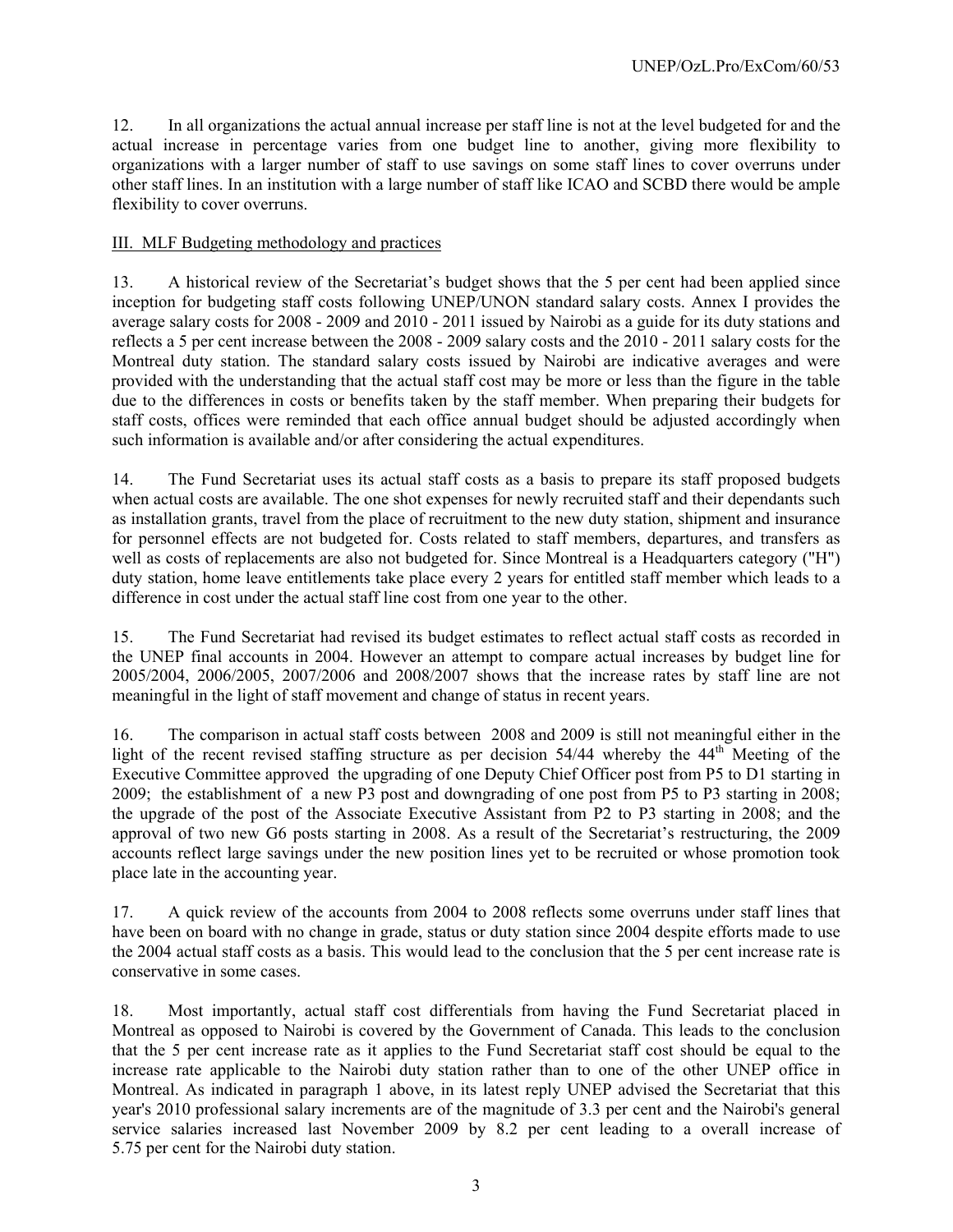12. In all organizations the actual annual increase per staff line is not at the level budgeted for and the actual increase in percentage varies from one budget line to another, giving more flexibility to organizations with a larger number of staff to use savings on some staff lines to cover overruns under other staff lines. In an institution with a large number of staff like ICAO and SCBD there would be ample flexibility to cover overruns.

## III. MLF Budgeting methodology and practices

13. A historical review of the Secretariat's budget shows that the 5 per cent had been applied since inception for budgeting staff costs following UNEP/UNON standard salary costs. Annex I provides the average salary costs for 2008 - 2009 and 2010 - 2011 issued by Nairobi as a guide for its duty stations and reflects a 5 per cent increase between the 2008 - 2009 salary costs and the 2010 - 2011 salary costs for the Montreal duty station. The standard salary costs issued by Nairobi are indicative averages and were provided with the understanding that the actual staff cost may be more or less than the figure in the table due to the differences in costs or benefits taken by the staff member. When preparing their budgets for staff costs, offices were reminded that each office annual budget should be adjusted accordingly when such information is available and/or after considering the actual expenditures.

14. The Fund Secretariat uses its actual staff costs as a basis to prepare its staff proposed budgets when actual costs are available. The one shot expenses for newly recruited staff and their dependants such as installation grants, travel from the place of recruitment to the new duty station, shipment and insurance for personnel effects are not budgeted for. Costs related to staff members, departures, and transfers as well as costs of replacements are also not budgeted for. Since Montreal is a Headquarters category ("H") duty station, home leave entitlements take place every 2 years for entitled staff member which leads to a difference in cost under the actual staff line cost from one year to the other.

15. The Fund Secretariat had revised its budget estimates to reflect actual staff costs as recorded in the UNEP final accounts in 2004. However an attempt to compare actual increases by budget line for 2005/2004, 2006/2005, 2007/2006 and 2008/2007 shows that the increase rates by staff line are not meaningful in the light of staff movement and change of status in recent years.

16. The comparison in actual staff costs between 2008 and 2009 is still not meaningful either in the light of the recent revised staffing structure as per decision 54/44 whereby the 44th Meeting of the Executive Committee approved the upgrading of one Deputy Chief Officer post from P5 to D1 starting in 2009; the establishment of a new P3 post and downgrading of one post from P5 to P3 starting in 2008; the upgrade of the post of the Associate Executive Assistant from P2 to P3 starting in 2008; and the approval of two new G6 posts starting in 2008. As a result of the Secretariat's restructuring, the 2009 accounts reflect large savings under the new position lines yet to be recruited or whose promotion took place late in the accounting year.

17. A quick review of the accounts from 2004 to 2008 reflects some overruns under staff lines that have been on board with no change in grade, status or duty station since 2004 despite efforts made to use the 2004 actual staff costs as a basis. This would lead to the conclusion that the 5 per cent increase rate is conservative in some cases.

18. Most importantly, actual staff cost differentials from having the Fund Secretariat placed in Montreal as opposed to Nairobi is covered by the Government of Canada. This leads to the conclusion that the 5 per cent increase rate as it applies to the Fund Secretariat staff cost should be equal to the increase rate applicable to the Nairobi duty station rather than to one of the other UNEP office in Montreal. As indicated in paragraph 1 above, in its latest reply UNEP advised the Secretariat that this year's 2010 professional salary increments are of the magnitude of 3.3 per cent and the Nairobi's general service salaries increased last November 2009 by 8.2 per cent leading to a overall increase of 5.75 per cent for the Nairobi duty station.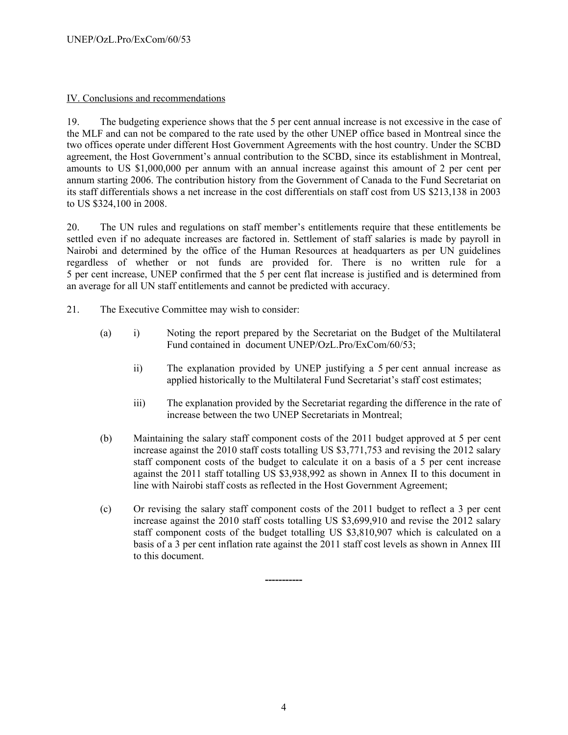## IV. Conclusions and recommendations

19. The budgeting experience shows that the 5 per cent annual increase is not excessive in the case of the MLF and can not be compared to the rate used by the other UNEP office based in Montreal since the two offices operate under different Host Government Agreements with the host country. Under the SCBD agreement, the Host Government's annual contribution to the SCBD, since its establishment in Montreal, amounts to US $1,000,000 per annum with an annual increase against this amount of 2 per cent per annum starting 2006. The contribution history from the Government of Canada to the Fund Secretariat on its staff differentials shows a net increase in the cost differentials on staff cost from US $213,138 in 2003 to US $324,100 in 2008.

20. The UN rules and regulations on staff member's entitlements require that these entitlements be settled even if no adequate increases are factored in. Settlement of staff salaries is made by payroll in Nairobi and determined by the office of the Human Resources at headquarters as per UN guidelines regardless of whether or not funds are provided for. There is no written rule for a 5 per cent increase, UNEP confirmed that the 5 per cent flat increase is justified and is determined from an average for all UN staff entitlements and cannot be predicted with accuracy.

21. The Executive Committee may wish to consider:

(a) i) Noting the report prepared by the Secretariat on the Budget of the Multilateral Fund contained in document UNEP/OzL.Pro/ExCom/60/53;

ii) The explanation provided by UNEP justifying a 5 per cent annual increase as applied historically to the Multilateral Fund Secretariat's staff cost estimates;

iii) The explanation provided by the Secretariat regarding the difference in the rate of increase between the two UNEP Secretariats in Montreal;

(b) Maintaining the salary staff component costs of the 2011 budget approved at 5 per cent increase against the 2010 staff costs totalling US $3,771,753 and revising the 2012 salary staff component costs of the budget to calculate it on a basis of a 5 per cent increase against the 2011 staff totalling US $3,938,992 as shown in Annex II to this document in line with Nairobi staff costs as reflected in the Host Government Agreement;

(c) Or revising the salary staff component costs of the 2011 budget to reflect a 3 per cent increase against the 2010 staff costs totalling US $3,699,910 and revise the 2012 salary staff component costs of the budget totalling US $3,810,907 which is calculated on a basis of a 3 per cent inflation rate against the 2011 staff cost levels as shown in Annex III to this document.

-----------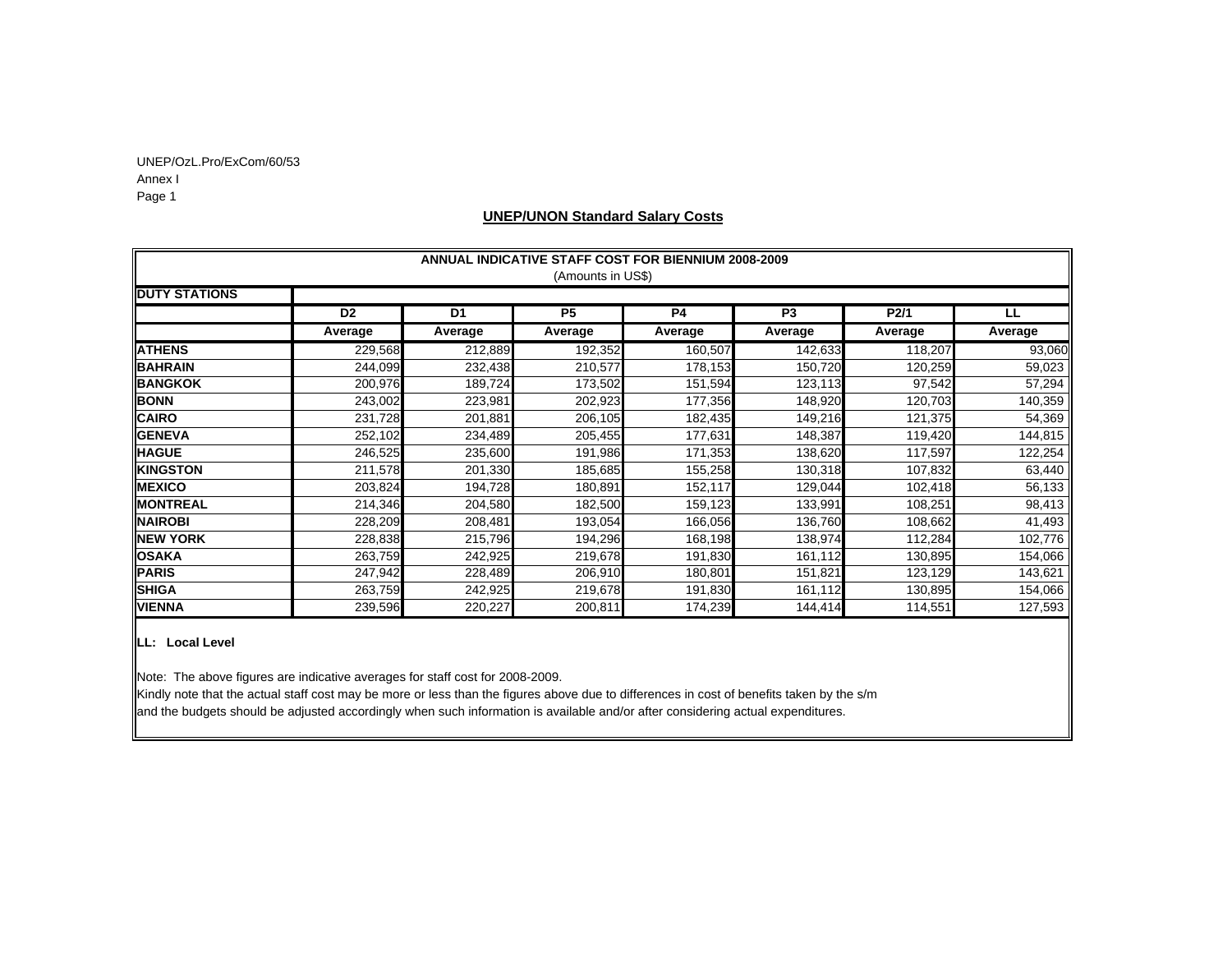UNEP/OzL.Pro/ExCom/60/53
Annex I

## UNEP/UNON Standard Salary Costs

| ANNUAL INDICATIVE STAFF COST FOR BIENNIUM 2008-2009 (Amounts in US$) | | | | | | | |
|---|---|---|---|---|---|---|---|
| **DUTY STATIONS** | | | | | | | |
| | **D2** | **D1** | **P5** | **P4** | **P3** | **P2/1** | **LL** |
| | **Average** | **Average** | **Average** | **Average** | **Average** | **Average** | **Average** |
| **ATHENS** | 229,568 | 212,889 | 192,352 | 160,507 | 142,633 | 118,207 | 93,060 |
| **BAHRAIN** | 244,099 | 232,438 | 210,577 | 178,153 | 150,720 | 120,259 | 59,023 |
| **BANGKOK** | 200,976 | 189,724 | 173,502 | 151,594 | 123,113 | 97,542 | 57,294 |
| **BONN** | 243,002 | 223,981 | 202,923 | 177,356 | 148,920 | 120,703 | 140,359 |
| **CAIRO** | 231,728 | 201,881 | 206,105 | 182,435 | 149,216 | 121,375 | 54,369 |
| **GENEVA** | 252,102 | 234,489 | 205,455 | 177,631 | 148,387 | 119,420 | 144,815 |
| **HAGUE** | 246,525 | 235,600 | 191,986 | 171,353 | 138,620 | 117,597 | 122,254 |
| **KINGSTON** | 211,578 | 201,330 | 185,685 | 155,258 | 130,318 | 107,832 | 63,440 |
| **MEXICO** | 203,824 | 194,728 | 180,891 | 152,117 | 129,044 | 102,418 | 56,133 |
| **MONTREAL** | 214,346 | 204,580 | 182,500 | 159,123 | 133,991 | 108,251 | 98,413 |
| **NAIROBI** | 228,209 | 208,481 | 193,054 | 166,056 | 136,760 | 108,662 | 41,493 |
| **NEW YORK** | 228,838 | 215,796 | 194,296 | 168,198 | 138,974 | 112,284 | 102,776 |
| **OSAKA** | 263,759 | 242,925 | 219,678 | 191,830 | 161,112 | 130,895 | 154,066 |
| **PARIS** | 247,942 | 228,489 | 206,910 | 180,801 | 151,821 | 123,129 | 143,621 |
| **SHIGA** | 263,759 | 242,925 | 219,678 | 191,830 | 161,112 | 130,895 | 154,066 |
| **VIENNA** | 239,596 | 220,227 | 200,811 | 174,239 | 144,414 | 114,551 | 127,593 |

**LL: Local Level**

Note: The above figures are indicative averages for staff cost for 2008-2009.
Kindly note that the actual staff cost may be more or less than the figures above due to differences in cost of benefits taken by the s/m and the budgets should be adjusted accordingly when such information is available and/or after considering actual expenditures.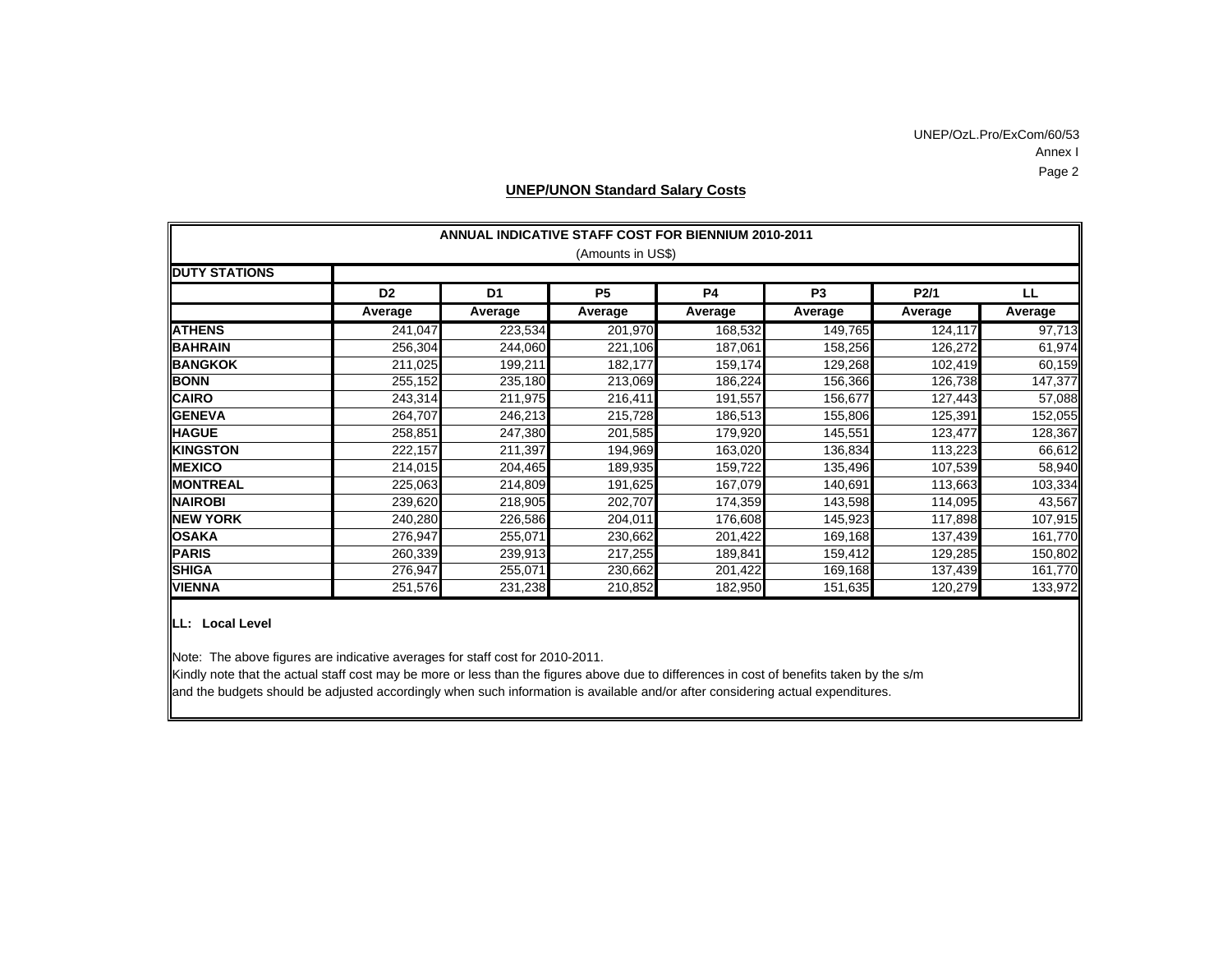## UNEP/UNON Standard Salary Costs

| ANNUAL INDICATIVE STAFF COST FOR BIENNIUM 2010-2011 (Amounts in US$) | | | | | | | |
|---|---|---|---|---|---|---|---|
| **DUTY STATIONS** | | | | | | | |
| | **D2** | **D1** | **P5** | **P4** | **P3** | **P2/1** | **LL** |
| | **Average** | **Average** | **Average** | **Average** | **Average** | **Average** | **Average** |
| **ATHENS** | 241,047 | 223,534 | 201,970 | 168,532 | 149,765 | 124,117 | 97,713 |
| **BAHRAIN** | 256,304 | 244,060 | 221,106 | 187,061 | 158,256 | 126,272 | 61,974 |
| **BANGKOK** | 211,025 | 199,211 | 182,177 | 159,174 | 129,268 | 102,419 | 60,159 |
| **BONN** | 255,152 | 235,180 | 213,069 | 186,224 | 156,366 | 126,738 | 147,377 |
| **CAIRO** | 243,314 | 211,975 | 216,411 | 191,557 | 156,677 | 127,443 | 57,088 |
| **GENEVA** | 264,707 | 246,213 | 215,728 | 186,513 | 155,806 | 125,391 | 152,055 |
| **HAGUE** | 258,851 | 247,380 | 201,585 | 179,920 | 145,551 | 123,477 | 128,367 |
| **KINGSTON** | 222,157 | 211,397 | 194,969 | 163,020 | 136,834 | 113,223 | 66,612 |
| **MEXICO** | 214,015 | 204,465 | 189,935 | 159,722 | 135,496 | 107,539 | 58,940 |
| **MONTREAL** | 225,063 | 214,809 | 191,625 | 167,079 | 140,691 | 113,663 | 103,334 |
| **NAIROBI** | 239,620 | 218,905 | 202,707 | 174,359 | 143,598 | 114,095 | 43,567 |
| **NEW YORK** | 240,280 | 226,586 | 204,011 | 176,608 | 145,923 | 117,898 | 107,915 |
| **OSAKA** | 276,947 | 255,071 | 230,662 | 201,422 | 169,168 | 137,439 | 161,770 |
| **PARIS** | 260,339 | 239,913 | 217,255 | 189,841 | 159,412 | 129,285 | 150,802 |
| **SHIGA** | 276,947 | 255,071 | 230,662 | 201,422 | 169,168 | 137,439 | 161,770 |
| **VIENNA** | 251,576 | 231,238 | 210,852 | 182,950 | 151,635 | 120,279 | 133,972 |

**LL: Local Level**

Note: The above figures are indicative averages for staff cost for 2010-2011.
Kindly note that the actual staff cost may be more or less than the figures above due to differences in cost of benefits taken by the s/m and the budgets should be adjusted accordingly when such information is available and/or after considering actual expenditures.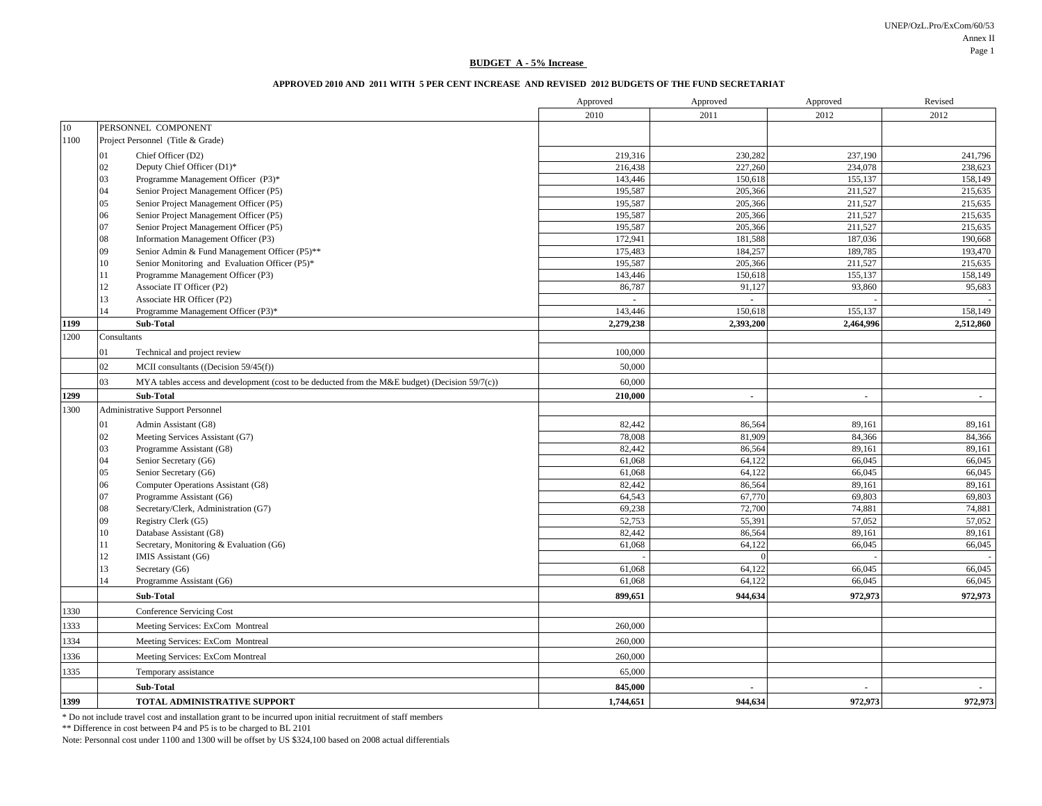**BUDGET A - 5% Increase**

**APPROVED 2010 AND 2011 WITH 5 PER CENT INCREASE AND REVISED 2012 BUDGETS OF THE FUND SECRETARIAT**

| | | | Approved 2010 | Approved 2011 | Approved 2012 | Revised 2012 |
|---|---|---|---|---|---|---|
| 10 | PERSONNEL COMPONENT | | | | | |
| 1100 | Project Personnel (Title & Grade) | | | | | |
| | 01 | Chief Officer (D2) | 219,316 | 230,282 | 237,190 | 241,796 |
| | 02 | Deputy Chief Officer (D1)* | 216,438 | 227,260 | 234,078 | 238,623 |
| | 03 | Programme Management Officer (P3)* | 143,446 | 150,618 | 155,137 | 158,149 |
| | 04 | Senior Project Management Officer (P5) | 195,587 | 205,366 | 211,527 | 215,635 |
| | 05 | Senior Project Management Officer (P5) | 195,587 | 205,366 | 211,527 | 215,635 |
| | 06 | Senior Project Management Officer (P5) | 195,587 | 205,366 | 211,527 | 215,635 |
| | 07 | Senior Project Management Officer (P5) | 195,587 | 205,366 | 211,527 | 215,635 |
| | 08 | Information Management Officer (P3) | 172,941 | 181,588 | 187,036 | 190,668 |
| | 09 | Senior Admin & Fund Management Officer (P5)** | 175,483 | 184,257 | 189,785 | 193,470 |
| | 10 | Senior Monitoring and Evaluation Officer (P5)* | 195,587 | 205,366 | 211,527 | 215,635 |
| | 11 | Programme Management Officer (P3) | 143,446 | 150,618 | 155,137 | 158,149 |
| | 12 | Associate IT Officer (P2) | 86,787 | 91,127 | 93,860 | 95,683 |
| | 13 | Associate HR Officer (P2) | - | - | - | - |
| | 14 | Programme Management Officer (P3)* | 143,446 | 150,618 | 155,137 | 158,149 |
| **1199** | | **Sub-Total** | **2,279,238** | **2,393,200** | **2,464,996** | **2,512,860** |
| 1200 | Consultants | | | | | |
| | 01 | Technical and project review | 100,000 | | | |
| | 02 | MCII consultants ((Decision 59/45(f)) | 50,000 | | | |
| | 03 | MYA tables access and development (cost to be deducted from the M&E budget) (Decision 59/7(c)) | 60,000 | | | |
| **1299** | | **Sub-Total** | **210,000** | **-** | **-** | **-** |
| 1300 | Administrative Support Personnel | | | | | |
| | 01 | Admin Assistant (G8) | 82,442 | 86,564 | 89,161 | 89,161 |
| | 02 | Meeting Services Assistant (G7) | 78,008 | 81,909 | 84,366 | 84,366 |
| | 03 | Programme Assistant (G8) | 82,442 | 86,564 | 89,161 | 89,161 |
| | 04 | Senior Secretary (G6) | 61,068 | 64,122 | 66,045 | 66,045 |
| | 05 | Senior Secretary (G6) | 61,068 | 64,122 | 66,045 | 66,045 |
| | 06 | Computer Operations Assistant (G8) | 82,442 | 86,564 | 89,161 | 89,161 |
| | 07 | Programme Assistant (G6) | 64,543 | 67,770 | 69,803 | 69,803 |
| | 08 | Secretary/Clerk, Administration (G7) | 69,238 | 72,700 | 74,881 | 74,881 |
| | 09 | Registry Clerk (G5) | 52,753 | 55,391 | 57,052 | 57,052 |
| | 10 | Database Assistant (G8) | 82,442 | 86,564 | 89,161 | 89,161 |
| | 11 | Secretary, Monitoring & Evaluation (G6) | 61,068 | 64,122 | 66,045 | 66,045 |
| | 12 | IMIS Assistant (G6) | - | 0 | - | - |
| | 13 | Secretary (G6) | 61,068 | 64,122 | 66,045 | 66,045 |
| | 14 | Programme Assistant (G6) | 61,068 | 64,122 | 66,045 | 66,045 |
| | | **Sub-Total** | **899,651** | **944,634** | **972,973** | **972,973** |
| 1330 | | Conference Servicing Cost | | | | |
| 1333 | | Meeting Services: ExCom Montreal | 260,000 | | | |
| 1334 | | Meeting Services: ExCom Montreal | 260,000 | | | |
| 1336 | | Meeting Services: ExCom Montreal | 260,000 | | | |
| 1335 | | Temporary assistance | 65,000 | | | |
| | | **Sub-Total** | **845,000** | **-** | **-** | **-** |
| **1399** | | **TOTAL ADMINISTRATIVE SUPPORT** | **1,744,651** | **944,634** | **972,973** | **972,973** |

* Do not include travel cost and installation grant to be incurred upon initial recruitment of staff members

** Difference in cost between P4 and P5 is to be charged to BL 2101

Note: Personnal cost under 1100 and 1300 will be offset by US $324,100 based on 2008 actual differentials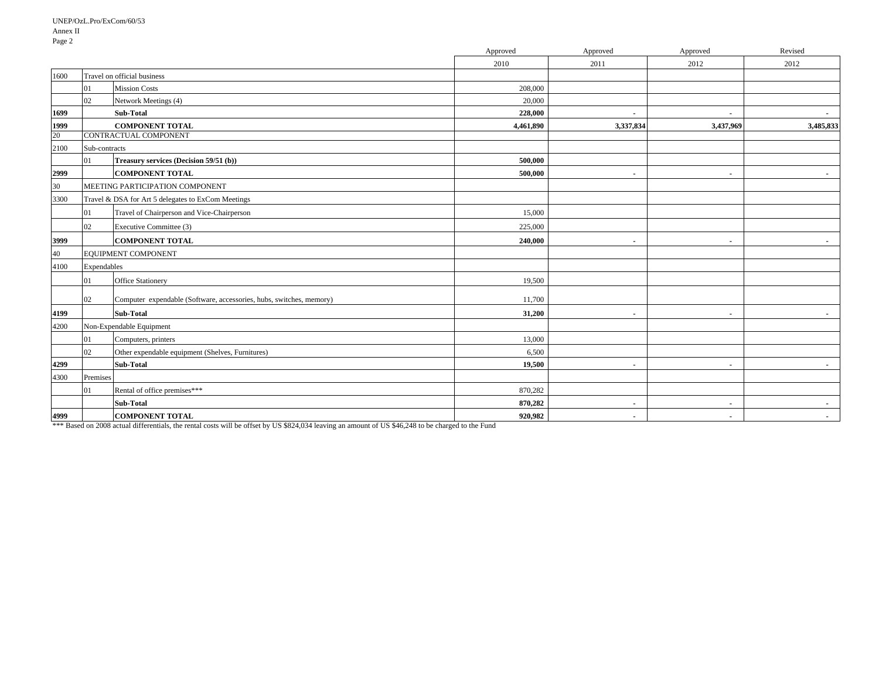| | | | Approved 2010 | Approved 2011 | Approved 2012 | Revised 2012 |
|---|---|---|---|---|---|---|
| 1600 | Travel on official business | | | | | |
| | 01 | Mission Costs | 208,000 | | | |
| | 02 | Network Meetings (4) | 20,000 | | | |
| **1699** | | **Sub-Total** | **228,000** | **-** | **-** | **-** |
| **1999** | | **COMPONENT TOTAL** | **4,461,890** | **3,337,834** | **3,437,969** | **3,485,833** |
| 20 | CONTRACTUAL COMPONENT | | | | | |
| 2100 | Sub-contracts | | | | | |
| | 01 | **Treasury services (Decision 59/51 (b))** | **500,000** | | | |
| **2999** | | **COMPONENT TOTAL** | **500,000** | **-** | **-** | **-** |
| 30 | MEETING PARTICIPATION COMPONENT | | | | | |
| 3300 | Travel & DSA for Art 5 delegates to ExCom Meetings | | | | | |
| | 01 | Travel of Chairperson and Vice-Chairperson | 15,000 | | | |
| | 02 | Executive Committee (3) | 225,000 | | | |
| **3999** | | **COMPONENT TOTAL** | **240,000** | **-** | **-** | **-** |
| 40 | EQUIPMENT COMPONENT | | | | | |
| 4100 | Expendables | | | | | |
| | 01 | Office Stationery | 19,500 | | | |
| | 02 | Computer expendable (Software, accessories, hubs, switches, memory) | 11,700 | | | |
| **4199** | | **Sub-Total** | **31,200** | **-** | **-** | **-** |
| 4200 | Non-Expendable Equipment | | | | | |
| | 01 | Computers, printers | 13,000 | | | |
| | 02 | Other expendable equipment (Shelves, Furnitures) | 6,500 | | | |
| **4299** | | **Sub-Total** | **19,500** | **-** | **-** | **-** |
| 4300 | Premises | | | | | |
| | 01 | Rental of office premises*** | 870,282 | | | |
| | | **Sub-Total** | **870,282** | **-** | **-** | **-** |
| **4999** | | **COMPONENT TOTAL** | **920,982** | **-** | **-** | **-** |

*** Based on 2008 actual differentials, the rental costs will be offset by US $824,034 leaving an amount of US $46,248 to be charged to the Fund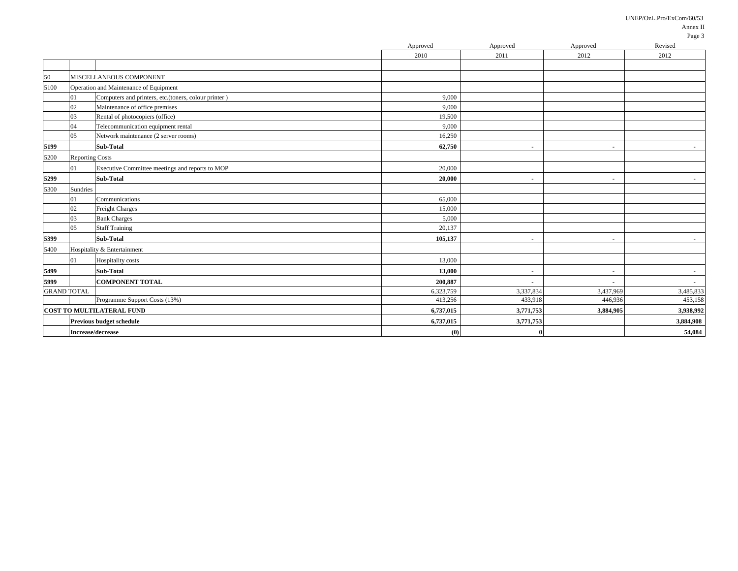| | | | Approved 2010 | Approved 2011 | Approved 2012 | Revised 2012 |
|---|---|---|---|---|---|---|
| | | | | | | |
| 50 | MISCELLANEOUS COMPONENT | | | | | |
| 5100 | Operation and Maintenance of Equipment | | | | | |
| | 01 | Computers and printers, etc.(toners, colour printer ) | 9,000 | | | |
| | 02 | Maintenance of office premises | 9,000 | | | |
| | 03 | Rental of photocopiers (office) | 19,500 | | | |
| | 04 | Telecommunication equipment rental | 9,000 | | | |
| | 05 | Network maintenance (2 server rooms) | 16,250 | | | |
| **5199** | | **Sub-Total** | **62,750** | **-** | **-** | **-** |
| 5200 | Reporting Costs | | | | | |
| | 01 | Executive Committee meetings and reports to MOP | 20,000 | | | |
| **5299** | | **Sub-Total** | **20,000** | **-** | **-** | **-** |
| 5300 | Sundries | | | | | |
| | 01 | Communications | 65,000 | | | |
| | 02 | Freight Charges | 15,000 | | | |
| | 03 | Bank Charges | 5,000 | | | |
| | 05 | Staff Training | 20,137 | | | |
| **5399** | | **Sub-Total** | **105,137** | **-** | **-** | **-** |
| 5400 | Hospitality & Entertainment | | | | | |
| | 01 | Hospitality costs | 13,000 | | | |
| **5499** | | **Sub-Total** | **13,000** | **-** | **-** | **-** |
| **5999** | | **COMPONENT TOTAL** | **200,887** | **-** | **-** | **-** |
| GRAND TOTAL | | | 6,323,759 | 3,337,834 | 3,437,969 | 3,485,833 |
| | | Programme Support Costs (13%) | 413,256 | 433,918 | 446,936 | 453,158 |
| **COST TO MULTILATERAL FUND** | | | **6,737,015** | **3,771,753** | **3,884,905** | **3,938,992** |
| | **Previous budget schedule** | | **6,737,015** | **3,771,753** | | **3,884,908** |
| | **Increase/decrease** | | **(0)** | **0** | | **54,084** |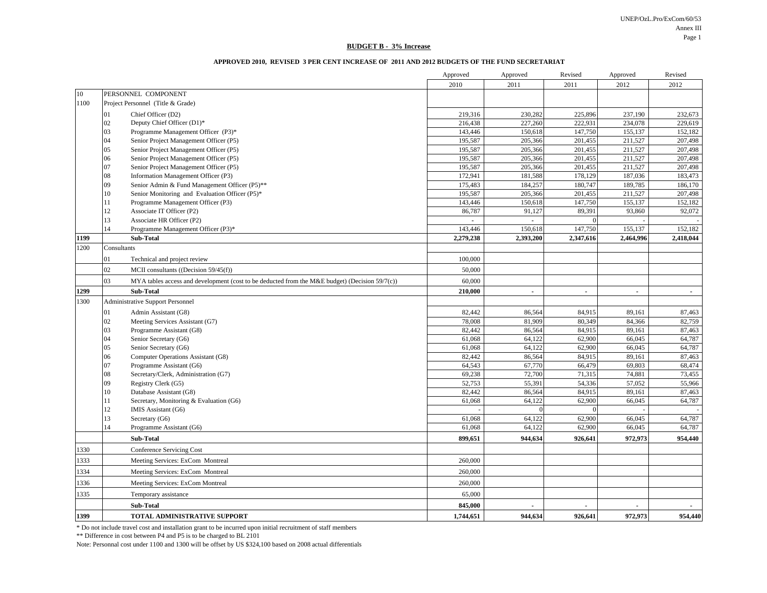**BUDGET B - 3% Increase**

**APPROVED 2010, REVISED 3 PER CENT INCREASE OF 2011 AND 2012 BUDGETS OF THE FUND SECRETARIAT**

| | | | Approved 2010 | Approved 2011 | Revised 2011 | Approved 2012 | Revised 2012 |
|---|---|---|---|---|---|---|---|
| 10 | PERSONNEL COMPONENT | | | | | | |
| 1100 | Project Personnel (Title & Grade) | | | | | | |
| | 01 | Chief Officer (D2) | 219,316 | 230,282 | 225,896 | 237,190 | 232,673 |
| | 02 | Deputy Chief Officer (D1)* | 216,438 | 227,260 | 222,931 | 234,078 | 229,619 |
| | 03 | Programme Management Officer (P3)* | 143,446 | 150,618 | 147,750 | 155,137 | 152,182 |
| | 04 | Senior Project Management Officer (P5) | 195,587 | 205,366 | 201,455 | 211,527 | 207,498 |
| | 05 | Senior Project Management Officer (P5) | 195,587 | 205,366 | 201,455 | 211,527 | 207,498 |
| | 06 | Senior Project Management Officer (P5) | 195,587 | 205,366 | 201,455 | 211,527 | 207,498 |
| | 07 | Senior Project Management Officer (P5) | 195,587 | 205,366 | 201,455 | 211,527 | 207,498 |
| | 08 | Information Management Officer (P3) | 172,941 | 181,588 | 178,129 | 187,036 | 183,473 |
| | 09 | Senior Admin & Fund Management Officer (P5)** | 175,483 | 184,257 | 180,747 | 189,785 | 186,170 |
| | 10 | Senior Monitoring and Evaluation Officer (P5)* | 195,587 | 205,366 | 201,455 | 211,527 | 207,498 |
| | 11 | Programme Management Officer (P3) | 143,446 | 150,618 | 147,750 | 155,137 | 152,182 |
| | 12 | Associate IT Officer (P2) | 86,787 | 91,127 | 89,391 | 93,860 | 92,072 |
| | 13 | Associate HR Officer (P2) | - | - | 0 | - | - |
| | 14 | Programme Management Officer (P3)* | 143,446 | 150,618 | 147,750 | 155,137 | 152,182 |
| **1199** | | **Sub-Total** | **2,279,238** | **2,393,200** | **2,347,616** | **2,464,996** | **2,418,044** |
| 1200 | Consultants | | | | | | |
| | 01 | Technical and project review | 100,000 | | | | |
| | 02 | MCII consultants ((Decision 59/45(f)) | 50,000 | | | | |
| | 03 | MYA tables access and development (cost to be deducted from the M&E budget) (Decision 59/7(c)) | 60,000 | | | | |
| **1299** | | **Sub-Total** | **210,000** | **-** | **-** | **-** | **-** |
| 1300 | Administrative Support Personnel | | | | | | |
| | 01 | Admin Assistant (G8) | 82,442 | 86,564 | 84,915 | 89,161 | 87,463 |
| | 02 | Meeting Services Assistant (G7) | 78,008 | 81,909 | 80,349 | 84,366 | 82,759 |
| | 03 | Programme Assistant (G8) | 82,442 | 86,564 | 84,915 | 89,161 | 87,463 |
| | 04 | Senior Secretary (G6) | 61,068 | 64,122 | 62,900 | 66,045 | 64,787 |
| | 05 | Senior Secretary (G6) | 61,068 | 64,122 | 62,900 | 66,045 | 64,787 |
| | 06 | Computer Operations Assistant (G8) | 82,442 | 86,564 | 84,915 | 89,161 | 87,463 |
| | 07 | Programme Assistant (G6) | 64,543 | 67,770 | 66,479 | 69,803 | 68,474 |
| | 08 | Secretary/Clerk, Administration (G7) | 69,238 | 72,700 | 71,315 | 74,881 | 73,455 |
| | 09 | Registry Clerk (G5) | 52,753 | 55,391 | 54,336 | 57,052 | 55,966 |
| | 10 | Database Assistant (G8) | 82,442 | 86,564 | 84,915 | 89,161 | 87,463 |
| | 11 | Secretary, Monitoring & Evaluation (G6) | 61,068 | 64,122 | 62,900 | 66,045 | 64,787 |
| | 12 | IMIS Assistant (G6) | - | 0 | 0 | - | - |
| | 13 | Secretary (G6) | 61,068 | 64,122 | 62,900 | 66,045 | 64,787 |
| | 14 | Programme Assistant (G6) | 61,068 | 64,122 | 62,900 | 66,045 | 64,787 |
| | | **Sub-Total** | **899,651** | **944,634** | **926,641** | **972,973** | **954,440** |
| 1330 | | Conference Servicing Cost | | | | | |
| 1333 | | Meeting Services: ExCom Montreal | 260,000 | | | | |
| 1334 | | Meeting Services: ExCom Montreal | 260,000 | | | | |
| 1336 | | Meeting Services: ExCom Montreal | 260,000 | | | | |
| 1335 | | Temporary assistance | 65,000 | | | | |
| | | **Sub-Total** | **845,000** | **-** | **-** | **-** | **-** |
| **1399** | | **TOTAL ADMINISTRATIVE SUPPORT** | **1,744,651** | **944,634** | **926,641** | **972,973** | **954,440** |

\* Do not include travel cost and installation grant to be incurred upon initial recruitment of staff members

** Difference in cost between P4 and P5 is to be charged to BL 2101

Note: Personnal cost under 1100 and 1300 will be offset by US $324,100 based on 2008 actual differentials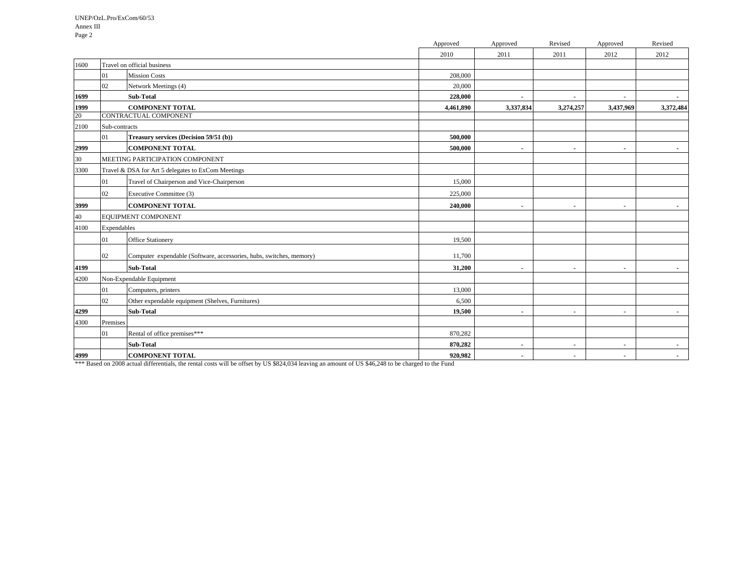| | | | Approved | Approved | Revised | Approved | Revised |
|---|---|---|---|---|---|---|---|
| | | | 2010 | 2011 | 2011 | 2012 | 2012 |
| 1600 | Travel on official business | | | | | | |
| | 01 | Mission Costs | 208,000 | | | | |
| | 02 | Network Meetings (4) | 20,000 | | | | |
| **1699** | | **Sub-Total** | **228,000** | **-** | **-** | **-** | **-** |
| **1999** | | **COMPONENT TOTAL** | **4,461,890** | **3,337,834** | **3,274,257** | **3,437,969** | **3,372,484** |
| 20 | CONTRACTUAL COMPONENT | | | | | | |
| 2100 | Sub-contracts | | | | | | |
| | 01 | **Treasury services (Decision 59/51 (b))** | **500,000** | | | | |
| **2999** | | **COMPONENT TOTAL** | **500,000** | **-** | **-** | **-** | **-** |
| 30 | MEETING PARTICIPATION COMPONENT | | | | | | |
| 3300 | Travel & DSA for Art 5 delegates to ExCom Meetings | | | | | | |
| | 01 | Travel of Chairperson and Vice-Chairperson | 15,000 | | | | |
| | 02 | Executive Committee (3) | 225,000 | | | | |
| **3999** | | **COMPONENT TOTAL** | **240,000** | **-** | **-** | **-** | **-** |
| 40 | EQUIPMENT COMPONENT | | | | | | |
| 4100 | Expendables | | | | | | |
| | 01 | Office Stationery | 19,500 | | | | |
| | 02 | Computer expendable (Software, accessories, hubs, switches, memory) | 11,700 | | | | |
| **4199** | | **Sub-Total** | **31,200** | **-** | **-** | **-** | **-** |
| 4200 | Non-Expendable Equipment | | | | | | |
| | 01 | Computers, printers | 13,000 | | | | |
| | 02 | Other expendable equipment (Shelves, Furnitures) | 6,500 | | | | |
| **4299** | | **Sub-Total** | **19,500** | **-** | **-** | **-** | **-** |
| 4300 | Premises | | | | | | |
| | 01 | Rental of office premises*** | 870,282 | | | | |
| | | **Sub-Total** | **870,282** | **-** | **-** | **-** | **-** |
| **4999** | | **COMPONENT TOTAL** | **920,982** | **-** | **-** | **-** | **-** |

*** Based on 2008 actual differentials, the rental costs will be offset by US $824,034 leaving an amount of US $46,248 to be charged to the Fund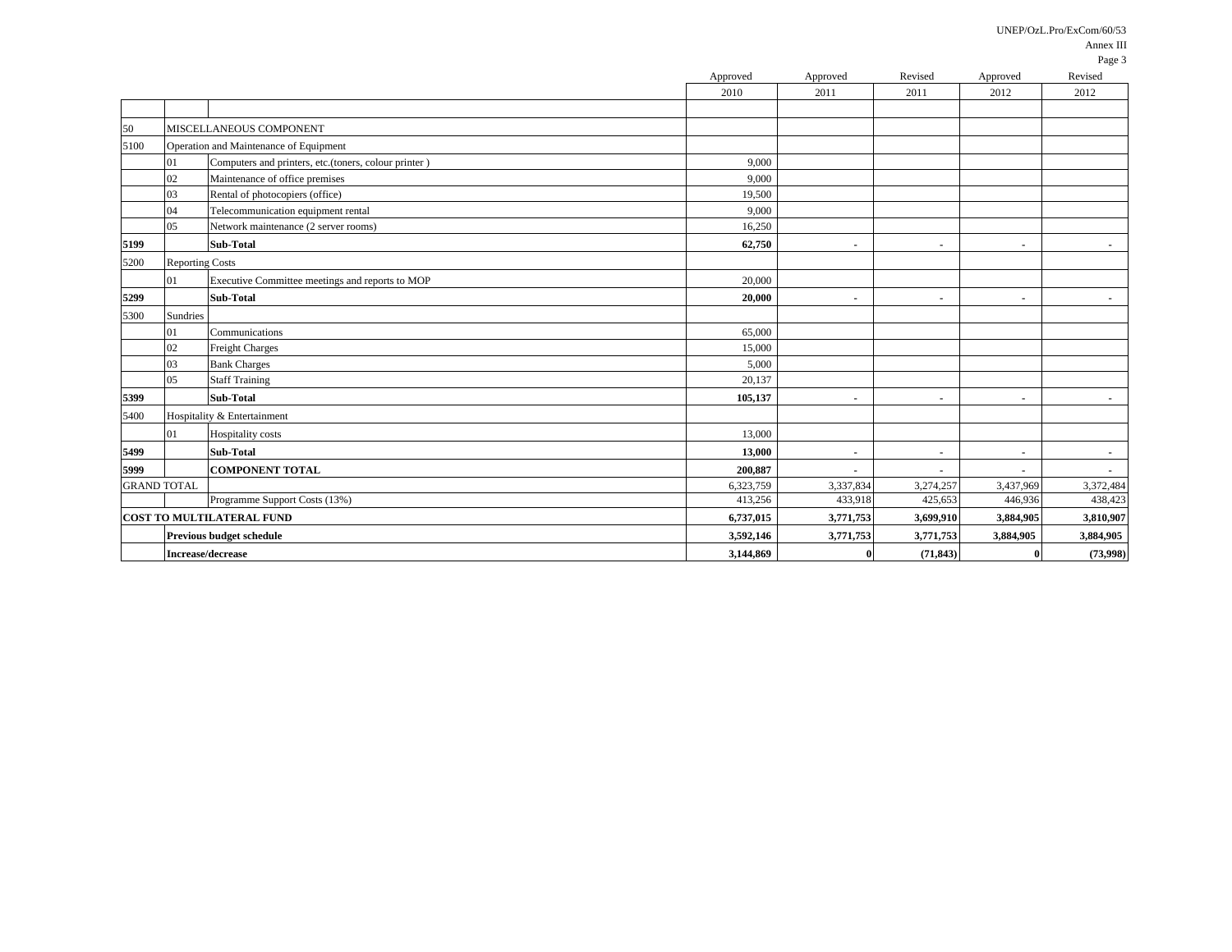| | | | Approved 2010 | Approved 2011 | Revised 2011 | Approved 2012 | Revised 2012 |
|---|---|---|---|---|---|---|---|
| | | | | | | | |
| 50 | MISCELLANEOUS COMPONENT | | | | | | |
| 5100 | Operation and Maintenance of Equipment | | | | | | |
| | 01 | Computers and printers, etc.(toners, colour printer ) | 9,000 | | | | |
| | 02 | Maintenance of office premises | 9,000 | | | | |
| | 03 | Rental of photocopiers (office) | 19,500 | | | | |
| | 04 | Telecommunication equipment rental | 9,000 | | | | |
| | 05 | Network maintenance (2 server rooms) | 16,250 | | | | |
| **5199** | | **Sub-Total** | **62,750** | **-** | **-** | **-** | **-** |
| 5200 | Reporting Costs | | | | | | |
| | 01 | Executive Committee meetings and reports to MOP | 20,000 | | | | |
| **5299** | | **Sub-Total** | **20,000** | **-** | **-** | **-** | **-** |
| 5300 | Sundries | | | | | | |
| | 01 | Communications | 65,000 | | | | |
| | 02 | Freight Charges | 15,000 | | | | |
| | 03 | Bank Charges | 5,000 | | | | |
| | 05 | Staff Training | 20,137 | | | | |
| **5399** | | **Sub-Total** | **105,137** | **-** | **-** | **-** | **-** |
| 5400 | Hospitality & Entertainment | | | | | | |
| | 01 | Hospitality costs | 13,000 | | | | |
| **5499** | | **Sub-Total** | **13,000** | **-** | **-** | **-** | **-** |
| **5999** | | **COMPONENT TOTAL** | **200,887** | **-** | **-** | **-** | **-** |
| GRAND TOTAL | | | 6,323,759 | 3,337,834 | 3,274,257 | 3,437,969 | 3,372,484 |
| | | Programme Support Costs (13%) | 413,256 | 433,918 | 425,653 | 446,936 | 438,423 |
| **COST TO MULTILATERAL FUND** | | | **6,737,015** | **3,771,753** | **3,699,910** | **3,884,905** | **3,810,907** |
| | **Previous budget schedule** | | **3,592,146** | **3,771,753** | **3,771,753** | **3,884,905** | **3,884,905** |
| | **Increase/decrease** | | **3,144,869** | **0** | **(71,843)** | **0** | **(73,998)** |